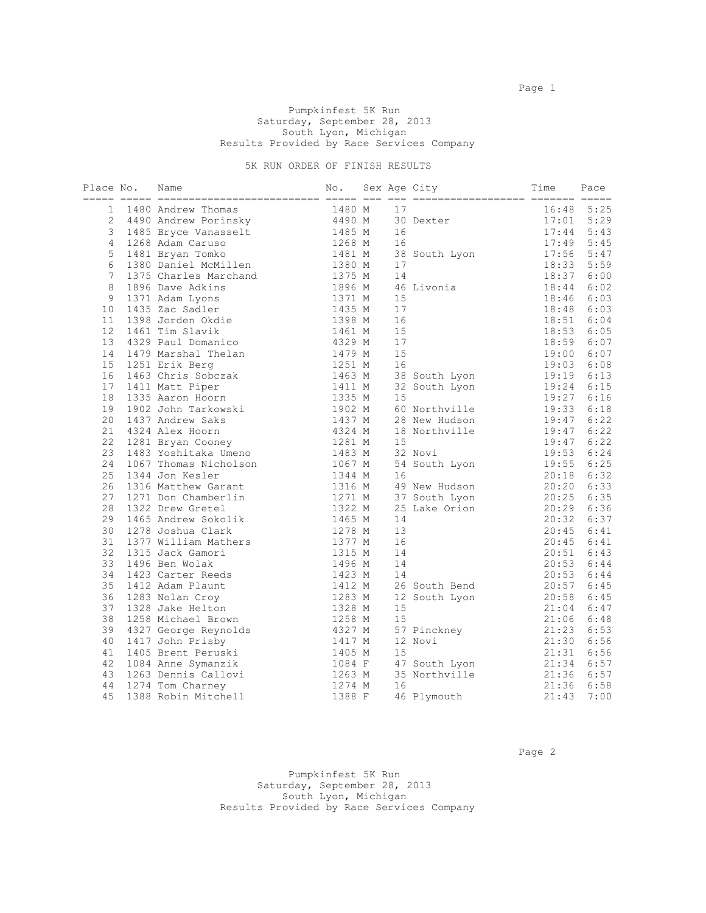Pumpkinfest 5K Run
Saturday, September 28, 2013
South Lyon, Michigan
Results Provided by Race Services Company

5K RUN ORDER OF FINISH RESULTS

| Place | No. | Name | No. | Sex | Age | City | Time | Pace |
|---|---|---|---|---|---|---|---|---|
| 1 | 1480 | Andrew Thomas | 1480 | M | 17 | | 16:48 | 5:25 |
| 2 | 4490 | Andrew Porinsky | 4490 | M | 30 | Dexter | 17:01 | 5:29 |
| 3 | 1485 | Bryce Vanasselt | 1485 | M | 16 | | 17:44 | 5:43 |
| 4 | 1268 | Adam Caruso | 1268 | M | 16 | | 17:49 | 5:45 |
| 5 | 1481 | Bryan Tomko | 1481 | M | 38 | South Lyon | 17:56 | 5:47 |
| 6 | 1380 | Daniel McMillen | 1380 | M | 17 | | 18:33 | 5:59 |
| 7 | 1375 | Charles Marchand | 1375 | M | 14 | | 18:37 | 6:00 |
| 8 | 1896 | Dave Adkins | 1896 | M | 46 | Livonia | 18:44 | 6:02 |
| 9 | 1371 | Adam Lyons | 1371 | M | 15 | | 18:46 | 6:03 |
| 10 | 1435 | Zac Sadler | 1435 | M | 17 | | 18:48 | 6:03 |
| 11 | 1398 | Jorden Okdie | 1398 | M | 16 | | 18:51 | 6:04 |
| 12 | 1461 | Tim Slavik | 1461 | M | 15 | | 18:53 | 6:05 |
| 13 | 4329 | Paul Domanico | 4329 | M | 17 | | 18:59 | 6:07 |
| 14 | 1479 | Marshal Thelan | 1479 | M | 15 | | 19:00 | 6:07 |
| 15 | 1251 | Erik Berg | 1251 | M | 16 | | 19:03 | 6:08 |
| 16 | 1463 | Chris Sobczak | 1463 | M | 38 | South Lyon | 19:19 | 6:13 |
| 17 | 1411 | Matt Piper | 1411 | M | 32 | South Lyon | 19:24 | 6:15 |
| 18 | 1335 | Aaron Hoorn | 1335 | M | 15 | | 19:27 | 6:16 |
| 19 | 1902 | John Tarkowski | 1902 | M | 60 | Northville | 19:33 | 6:18 |
| 20 | 1437 | Andrew Saks | 1437 | M | 28 | New Hudson | 19:47 | 6:22 |
| 21 | 4324 | Alex Hoorn | 4324 | M | 18 | Northville | 19:47 | 6:22 |
| 22 | 1281 | Bryan Cooney | 1281 | M | 15 | | 19:47 | 6:22 |
| 23 | 1483 | Yoshitaka Umeno | 1483 | M | 32 | Novi | 19:53 | 6:24 |
| 24 | 1067 | Thomas Nicholson | 1067 | M | 54 | South Lyon | 19:55 | 6:25 |
| 25 | 1344 | Jon Kesler | 1344 | M | 16 | | 20:18 | 6:32 |
| 26 | 1316 | Matthew Garant | 1316 | M | 49 | New Hudson | 20:20 | 6:33 |
| 27 | 1271 | Don Chamberlin | 1271 | M | 37 | South Lyon | 20:25 | 6:35 |
| 28 | 1322 | Drew Gretel | 1322 | M | 25 | Lake Orion | 20:29 | 6:36 |
| 29 | 1465 | Andrew Sokolik | 1465 | M | 14 | | 20:32 | 6:37 |
| 30 | 1278 | Joshua Clark | 1278 | M | 13 | | 20:45 | 6:41 |
| 31 | 1377 | William Mathers | 1377 | M | 16 | | 20:45 | 6:41 |
| 32 | 1315 | Jack Gamori | 1315 | M | 14 | | 20:51 | 6:43 |
| 33 | 1496 | Ben Wolak | 1496 | M | 14 | | 20:53 | 6:44 |
| 34 | 1423 | Carter Reeds | 1423 | M | 14 | | 20:53 | 6:44 |
| 35 | 1412 | Adam Plaunt | 1412 | M | 26 | South Bend | 20:57 | 6:45 |
| 36 | 1283 | Nolan Croy | 1283 | M | 12 | South Lyon | 20:58 | 6:45 |
| 37 | 1328 | Jake Helton | 1328 | M | 15 | | 21:04 | 6:47 |
| 38 | 1258 | Michael Brown | 1258 | M | 15 | | 21:06 | 6:48 |
| 39 | 4327 | George Reynolds | 4327 | M | 57 | Pinckney | 21:23 | 6:53 |
| 40 | 1417 | John Prisby | 1417 | M | 12 | Novi | 21:30 | 6:56 |
| 41 | 1405 | Brent Peruski | 1405 | M | 15 | | 21:31 | 6:56 |
| 42 | 1084 | Anne Symanzik | 1084 | F | 47 | South Lyon | 21:34 | 6:57 |
| 43 | 1263 | Dennis Callovi | 1263 | M | 35 | Northville | 21:36 | 6:57 |
| 44 | 1274 | Tom Charney | 1274 | M | 16 | | 21:36 | 6:58 |
| 45 | 1388 | Robin Mitchell | 1388 | F | 46 | Plymouth | 21:43 | 7:00 |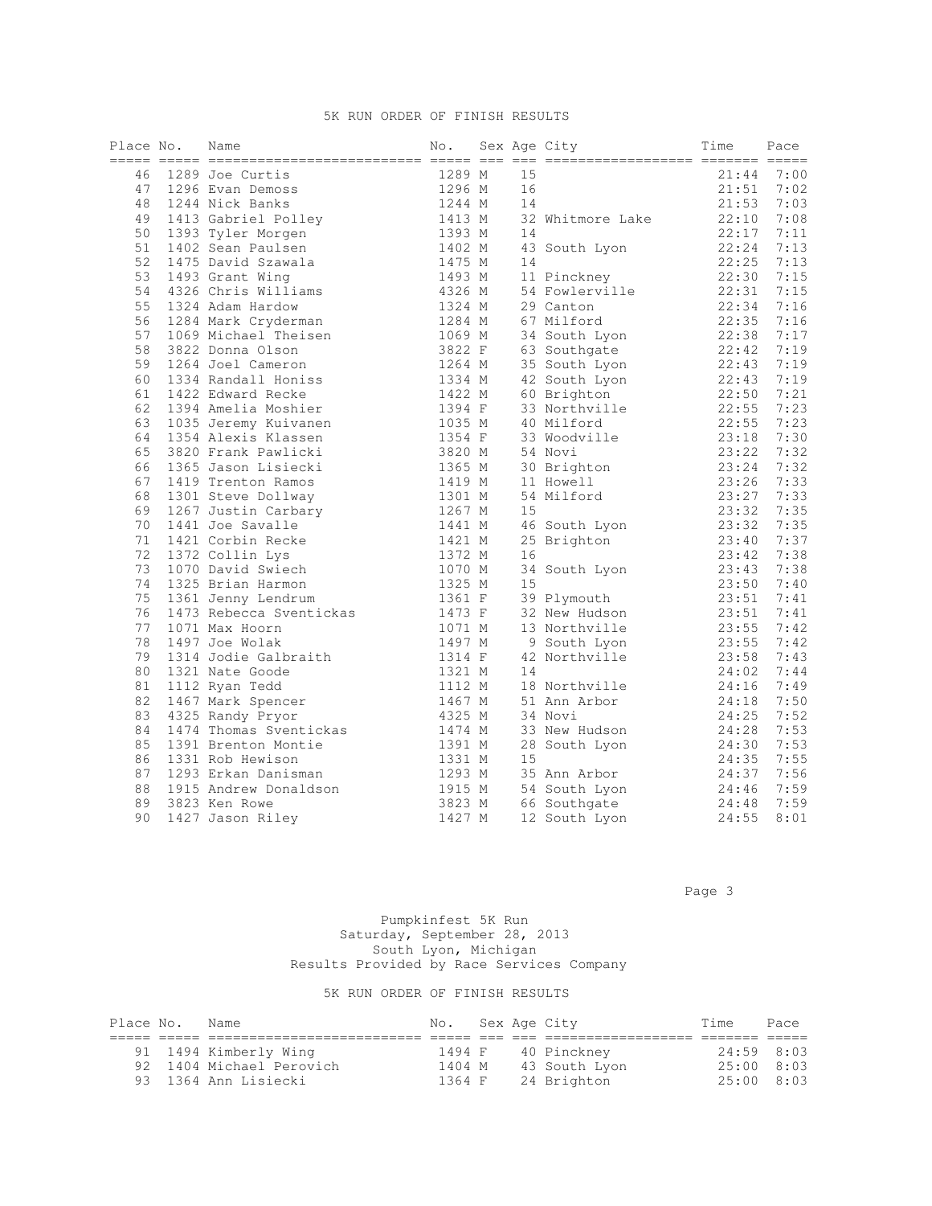## 5K RUN ORDER OF FINISH RESULTS

| Place | No. | Name | No. | Sex | Age | City | Time | Pace |
|---|---|---|---|---|---|---|---|---|
| 46 | 1289 | Joe Curtis | 1289 | M | 15 | | 21:44 | 7:00 |
| 47 | 1296 | Evan Demoss | 1296 | M | 16 | | 21:51 | 7:02 |
| 48 | 1244 | Nick Banks | 1244 | M | 14 | | 21:53 | 7:03 |
| 49 | 1413 | Gabriel Polley | 1413 | M | 32 | Whitmore Lake | 22:10 | 7:08 |
| 50 | 1393 | Tyler Morgen | 1393 | M | 14 | | 22:17 | 7:11 |
| 51 | 1402 | Sean Paulsen | 1402 | M | 43 | South Lyon | 22:24 | 7:13 |
| 52 | 1475 | David Szawala | 1475 | M | 14 | | 22:25 | 7:13 |
| 53 | 1493 | Grant Wing | 1493 | M | 11 | Pinckney | 22:30 | 7:15 |
| 54 | 4326 | Chris Williams | 4326 | M | 54 | Fowlerville | 22:31 | 7:15 |
| 55 | 1324 | Adam Hardow | 1324 | M | 29 | Canton | 22:34 | 7:16 |
| 56 | 1284 | Mark Cryderman | 1284 | M | 67 | Milford | 22:35 | 7:16 |
| 57 | 1069 | Michael Theisen | 1069 | M | 34 | South Lyon | 22:38 | 7:17 |
| 58 | 3822 | Donna Olson | 3822 | F | 63 | Southgate | 22:42 | 7:19 |
| 59 | 1264 | Joel Cameron | 1264 | M | 35 | South Lyon | 22:43 | 7:19 |
| 60 | 1334 | Randall Honiss | 1334 | M | 42 | South Lyon | 22:43 | 7:19 |
| 61 | 1422 | Edward Recke | 1422 | M | 60 | Brighton | 22:50 | 7:21 |
| 62 | 1394 | Amelia Moshier | 1394 | F | 33 | Northville | 22:55 | 7:23 |
| 63 | 1035 | Jeremy Kuivanen | 1035 | M | 40 | Milford | 22:55 | 7:23 |
| 64 | 1354 | Alexis Klassen | 1354 | F | 33 | Woodville | 23:18 | 7:30 |
| 65 | 3820 | Frank Pawlicki | 3820 | M | 54 | Novi | 23:22 | 7:32 |
| 66 | 1365 | Jason Lisiecki | 1365 | M | 30 | Brighton | 23:24 | 7:32 |
| 67 | 1419 | Trenton Ramos | 1419 | M | 11 | Howell | 23:26 | 7:33 |
| 68 | 1301 | Steve Dollway | 1301 | M | 54 | Milford | 23:27 | 7:33 |
| 69 | 1267 | Justin Carbary | 1267 | M | 15 | | 23:32 | 7:35 |
| 70 | 1441 | Joe Savalle | 1441 | M | 46 | South Lyon | 23:32 | 7:35 |
| 71 | 1421 | Corbin Recke | 1421 | M | 25 | Brighton | 23:40 | 7:37 |
| 72 | 1372 | Collin Lys | 1372 | M | 16 | | 23:42 | 7:38 |
| 73 | 1070 | David Swiech | 1070 | M | 34 | South Lyon | 23:43 | 7:38 |
| 74 | 1325 | Brian Harmon | 1325 | M | 15 | | 23:50 | 7:40 |
| 75 | 1361 | Jenny Lendrum | 1361 | F | 39 | Plymouth | 23:51 | 7:41 |
| 76 | 1473 | Rebecca Sventickas | 1473 | F | 32 | New Hudson | 23:51 | 7:41 |
| 77 | 1071 | Max Hoorn | 1071 | M | 13 | Northville | 23:55 | 7:42 |
| 78 | 1497 | Joe Wolak | 1497 | M | 9 | South Lyon | 23:55 | 7:42 |
| 79 | 1314 | Jodie Galbraith | 1314 | F | 42 | Northville | 23:58 | 7:43 |
| 80 | 1321 | Nate Goode | 1321 | M | 14 | | 24:02 | 7:44 |
| 81 | 1112 | Ryan Tedd | 1112 | M | 18 | Northville | 24:16 | 7:49 |
| 82 | 1467 | Mark Spencer | 1467 | M | 51 | Ann Arbor | 24:18 | 7:50 |
| 83 | 4325 | Randy Pryor | 4325 | M | 34 | Novi | 24:25 | 7:52 |
| 84 | 1474 | Thomas Sventickas | 1474 | M | 33 | New Hudson | 24:28 | 7:53 |
| 85 | 1391 | Brenton Montie | 1391 | M | 28 | South Lyon | 24:30 | 7:53 |
| 86 | 1331 | Rob Hewison | 1331 | M | 15 | | 24:35 | 7:55 |
| 87 | 1293 | Erkan Danisman | 1293 | M | 35 | Ann Arbor | 24:37 | 7:56 |
| 88 | 1915 | Andrew Donaldson | 1915 | M | 54 | South Lyon | 24:46 | 7:59 |
| 89 | 3823 | Ken Rowe | 3823 | M | 66 | Southgate | 24:48 | 7:59 |
| 90 | 1427 | Jason Riley | 1427 | M | 12 | South Lyon | 24:55 | 8:01 |

Pumpkinfest 5K Run
Saturday, September 28, 2013
South Lyon, Michigan
Results Provided by Race Services Company

## 5K RUN ORDER OF FINISH RESULTS

| Place | No. | Name | No. | Sex | Age | City | Time | Pace |
|---|---|---|---|---|---|---|---|---|
| 91 | 1494 | Kimberly Wing | 1494 | F | 40 | Pinckney | 24:59 | 8:03 |
| 92 | 1404 | Michael Perovich | 1404 | M | 43 | South Lyon | 25:00 | 8:03 |
| 93 | 1364 | Ann Lisiecki | 1364 | F | 24 | Brighton | 25:00 | 8:03 |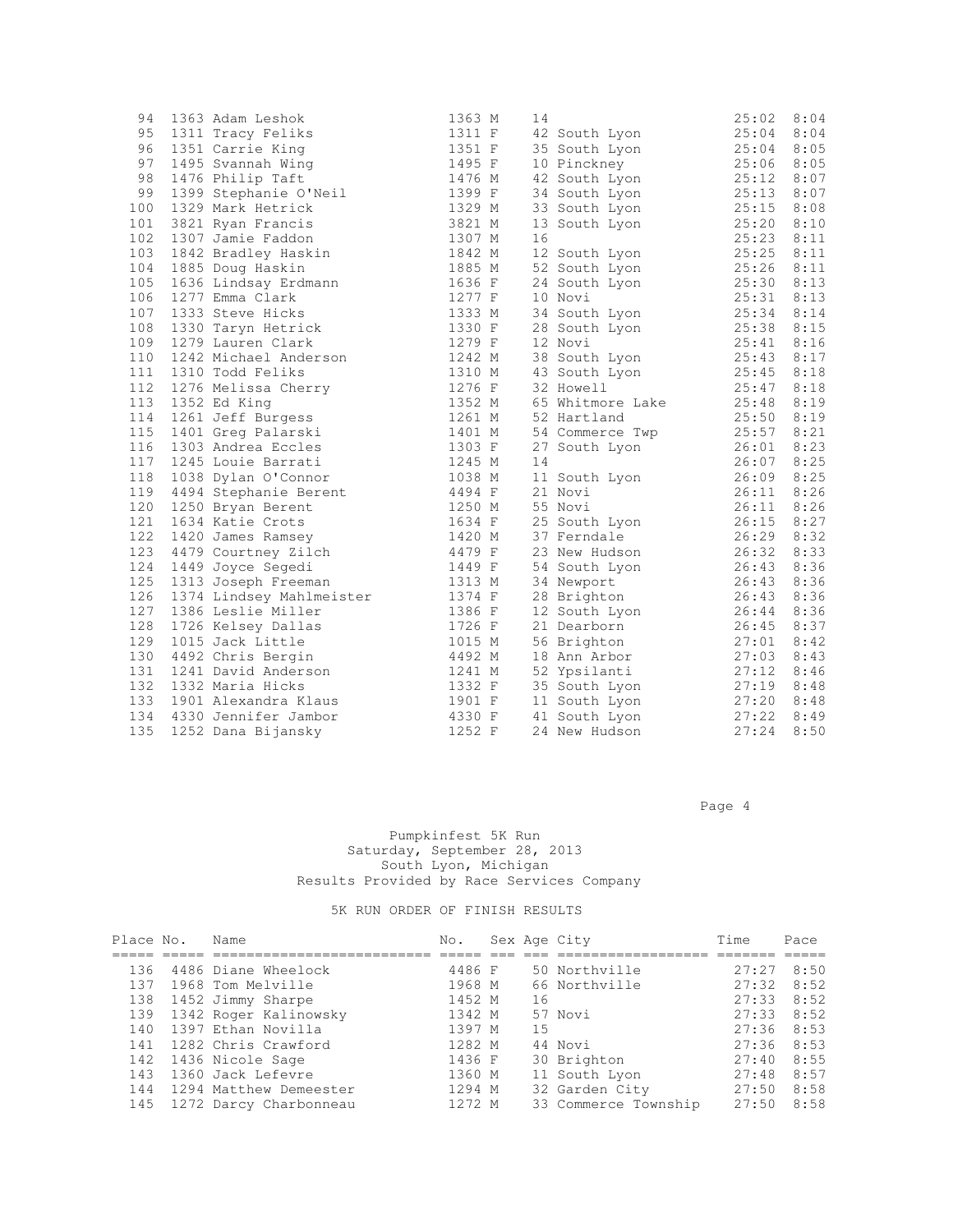| | | | | | | | | |
|---|---|---|---|---|---|---|---|---|
| 94 | 1363 | Adam Leshok | 1363 | M | 14 | | 25:02 | 8:04 |
| 95 | 1311 | Tracy Feliks | 1311 | F | 42 | South Lyon | 25:04 | 8:04 |
| 96 | 1351 | Carrie King | 1351 | F | 35 | South Lyon | 25:04 | 8:05 |
| 97 | 1495 | Svannah Wing | 1495 | F | 10 | Pinckney | 25:06 | 8:05 |
| 98 | 1476 | Philip Taft | 1476 | M | 42 | South Lyon | 25:12 | 8:07 |
| 99 | 1399 | Stephanie O'Neil | 1399 | F | 34 | South Lyon | 25:13 | 8:07 |
| 100 | 1329 | Mark Hetrick | 1329 | M | 33 | South Lyon | 25:15 | 8:08 |
| 101 | 3821 | Ryan Francis | 3821 | M | 13 | South Lyon | 25:20 | 8:10 |
| 102 | 1307 | Jamie Faddon | 1307 | M | 16 | | 25:23 | 8:11 |
| 103 | 1842 | Bradley Haskin | 1842 | M | 12 | South Lyon | 25:25 | 8:11 |
| 104 | 1885 | Doug Haskin | 1885 | M | 52 | South Lyon | 25:26 | 8:11 |
| 105 | 1636 | Lindsay Erdmann | 1636 | F | 24 | South Lyon | 25:30 | 8:13 |
| 106 | 1277 | Emma Clark | 1277 | F | 10 | Novi | 25:31 | 8:13 |
| 107 | 1333 | Steve Hicks | 1333 | M | 34 | South Lyon | 25:34 | 8:14 |
| 108 | 1330 | Taryn Hetrick | 1330 | F | 28 | South Lyon | 25:38 | 8:15 |
| 109 | 1279 | Lauren Clark | 1279 | F | 12 | Novi | 25:41 | 8:16 |
| 110 | 1242 | Michael Anderson | 1242 | M | 38 | South Lyon | 25:43 | 8:17 |
| 111 | 1310 | Todd Feliks | 1310 | M | 43 | South Lyon | 25:45 | 8:18 |
| 112 | 1276 | Melissa Cherry | 1276 | F | 32 | Howell | 25:47 | 8:18 |
| 113 | 1352 | Ed King | 1352 | M | 65 | Whitmore Lake | 25:48 | 8:19 |
| 114 | 1261 | Jeff Burgess | 1261 | M | 52 | Hartland | 25:50 | 8:19 |
| 115 | 1401 | Greg Palarski | 1401 | M | 54 | Commerce Twp | 25:57 | 8:21 |
| 116 | 1303 | Andrea Eccles | 1303 | F | 27 | South Lyon | 26:01 | 8:23 |
| 117 | 1245 | Louie Barrati | 1245 | M | 14 | | 26:07 | 8:25 |
| 118 | 1038 | Dylan O'Connor | 1038 | M | 11 | South Lyon | 26:09 | 8:25 |
| 119 | 4494 | Stephanie Berent | 4494 | F | 21 | Novi | 26:11 | 8:26 |
| 120 | 1250 | Bryan Berent | 1250 | M | 55 | Novi | 26:11 | 8:26 |
| 121 | 1634 | Katie Crots | 1634 | F | 25 | South Lyon | 26:15 | 8:27 |
| 122 | 1420 | James Ramsey | 1420 | M | 37 | Ferndale | 26:29 | 8:32 |
| 123 | 4479 | Courtney Zilch | 4479 | F | 23 | New Hudson | 26:32 | 8:33 |
| 124 | 1449 | Joyce Segedi | 1449 | F | 54 | South Lyon | 26:43 | 8:36 |
| 125 | 1313 | Joseph Freeman | 1313 | M | 34 | Newport | 26:43 | 8:36 |
| 126 | 1374 | Lindsey Mahlmeister | 1374 | F | 28 | Brighton | 26:43 | 8:36 |
| 127 | 1386 | Leslie Miller | 1386 | F | 12 | South Lyon | 26:44 | 8:36 |
| 128 | 1726 | Kelsey Dallas | 1726 | F | 21 | Dearborn | 26:45 | 8:37 |
| 129 | 1015 | Jack Little | 1015 | M | 56 | Brighton | 27:01 | 8:42 |
| 130 | 4492 | Chris Bergin | 4492 | M | 18 | Ann Arbor | 27:03 | 8:43 |
| 131 | 1241 | David Anderson | 1241 | M | 52 | Ypsilanti | 27:12 | 8:46 |
| 132 | 1332 | Maria Hicks | 1332 | F | 35 | South Lyon | 27:19 | 8:48 |
| 133 | 1901 | Alexandra Klaus | 1901 | F | 11 | South Lyon | 27:20 | 8:48 |
| 134 | 4330 | Jennifer Jambor | 4330 | F | 41 | South Lyon | 27:22 | 8:49 |
| 135 | 1252 | Dana Bijansky | 1252 | F | 24 | New Hudson | 27:24 | 8:50 |

Pumpkinfest 5K Run
Saturday, September 28, 2013
South Lyon, Michigan
Results Provided by Race Services Company

5K RUN ORDER OF FINISH RESULTS

| Place | No. | Name | No. | Sex | Age | City | Time | Pace |
|---|---|---|---|---|---|---|---|---|
| 136 | 4486 | Diane Wheelock | 4486 | F | 50 | Northville | 27:27 | 8:50 |
| 137 | 1968 | Tom Melville | 1968 | M | 66 | Northville | 27:32 | 8:52 |
| 138 | 1452 | Jimmy Sharpe | 1452 | M | 16 | | 27:33 | 8:52 |
| 139 | 1342 | Roger Kalinowsky | 1342 | M | 57 | Novi | 27:33 | 8:52 |
| 140 | 1397 | Ethan Novilla | 1397 | M | 15 | | 27:36 | 8:53 |
| 141 | 1282 | Chris Crawford | 1282 | M | 44 | Novi | 27:36 | 8:53 |
| 142 | 1436 | Nicole Sage | 1436 | F | 30 | Brighton | 27:40 | 8:55 |
| 143 | 1360 | Jack Lefevre | 1360 | M | 11 | South Lyon | 27:48 | 8:57 |
| 144 | 1294 | Matthew Demeester | 1294 | M | 32 | Garden City | 27:50 | 8:58 |
| 145 | 1272 | Darcy Charbonneau | 1272 | M | 33 | Commerce Township | 27:50 | 8:58 |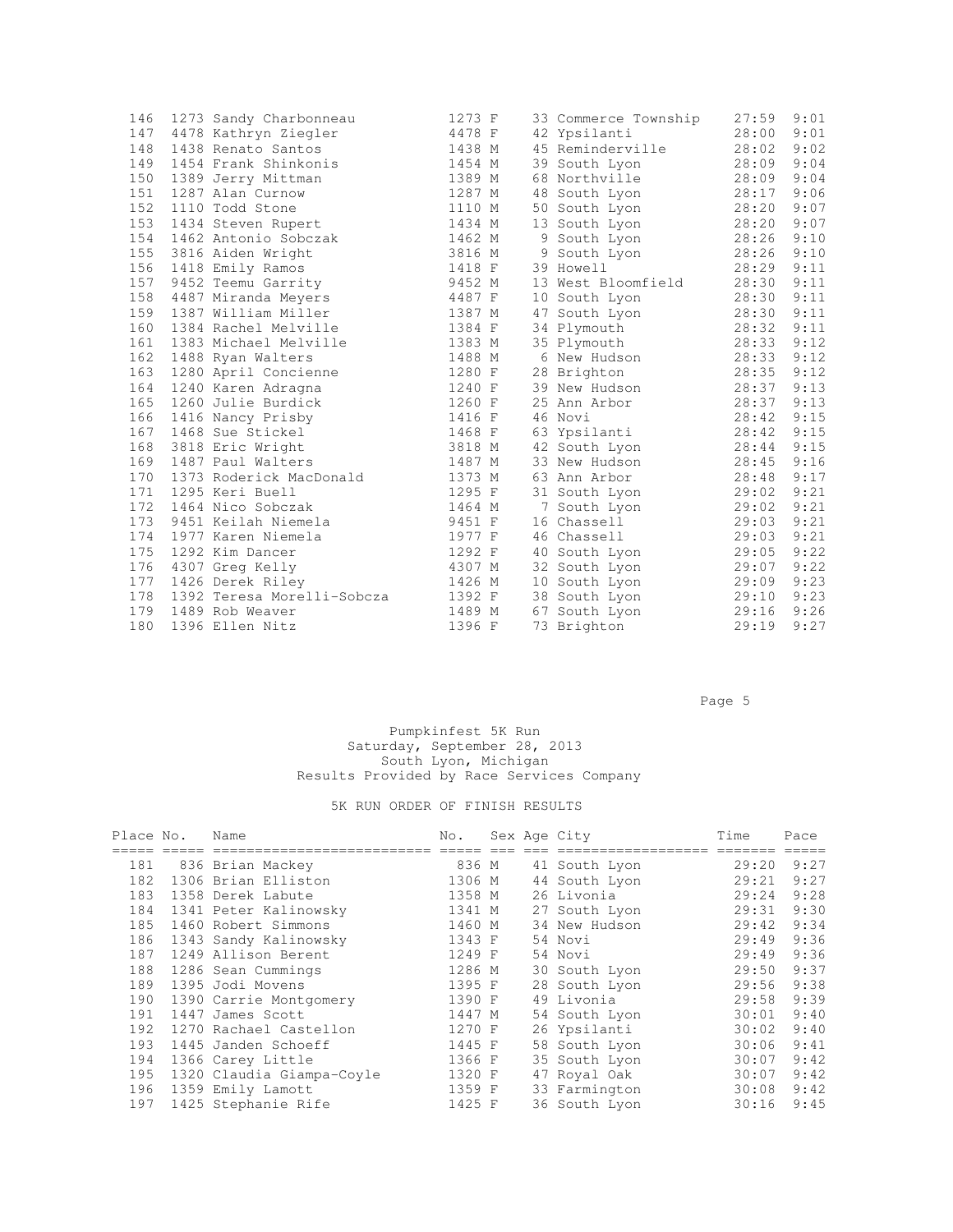| Place | No. | Name | No. | Sex | Age | City | Time | Pace |
|---|---|---|---|---|---|---|---|---|
| 146 | 1273 | Sandy Charbonneau | 1273 | F | 33 | Commerce Township | 27:59 | 9:01 |
| 147 | 4478 | Kathryn Ziegler | 4478 | F | 42 | Ypsilanti | 28:00 | 9:01 |
| 148 | 1438 | Renato Santos | 1438 | M | 45 | Reminderville | 28:02 | 9:02 |
| 149 | 1454 | Frank Shinkonis | 1454 | M | 39 | South Lyon | 28:09 | 9:04 |
| 150 | 1389 | Jerry Mittman | 1389 | M | 68 | Northville | 28:09 | 9:04 |
| 151 | 1287 | Alan Curnow | 1287 | M | 48 | South Lyon | 28:17 | 9:06 |
| 152 | 1110 | Todd Stone | 1110 | M | 50 | South Lyon | 28:20 | 9:07 |
| 153 | 1434 | Steven Rupert | 1434 | M | 13 | South Lyon | 28:20 | 9:07 |
| 154 | 1462 | Antonio Sobczak | 1462 | M | 9 | South Lyon | 28:26 | 9:10 |
| 155 | 3816 | Aiden Wright | 3816 | M | 9 | South Lyon | 28:26 | 9:10 |
| 156 | 1418 | Emily Ramos | 1418 | F | 39 | Howell | 28:29 | 9:11 |
| 157 | 9452 | Teemu Garrity | 9452 | M | 13 | West Bloomfield | 28:30 | 9:11 |
| 158 | 4487 | Miranda Meyers | 4487 | F | 10 | South Lyon | 28:30 | 9:11 |
| 159 | 1387 | William Miller | 1387 | M | 47 | South Lyon | 28:30 | 9:11 |
| 160 | 1384 | Rachel Melville | 1384 | F | 34 | Plymouth | 28:32 | 9:11 |
| 161 | 1383 | Michael Melville | 1383 | M | 35 | Plymouth | 28:33 | 9:12 |
| 162 | 1488 | Ryan Walters | 1488 | M | 6 | New Hudson | 28:33 | 9:12 |
| 163 | 1280 | April Concienne | 1280 | F | 28 | Brighton | 28:35 | 9:12 |
| 164 | 1240 | Karen Adragna | 1240 | F | 39 | New Hudson | 28:37 | 9:13 |
| 165 | 1260 | Julie Burdick | 1260 | F | 25 | Ann Arbor | 28:37 | 9:13 |
| 166 | 1416 | Nancy Prisby | 1416 | F | 46 | Novi | 28:42 | 9:15 |
| 167 | 1468 | Sue Stickel | 1468 | F | 63 | Ypsilanti | 28:42 | 9:15 |
| 168 | 3818 | Eric Wright | 3818 | M | 42 | South Lyon | 28:44 | 9:15 |
| 169 | 1487 | Paul Walters | 1487 | M | 33 | New Hudson | 28:45 | 9:16 |
| 170 | 1373 | Roderick MacDonald | 1373 | M | 63 | Ann Arbor | 28:48 | 9:17 |
| 171 | 1295 | Keri Buell | 1295 | F | 31 | South Lyon | 29:02 | 9:21 |
| 172 | 1464 | Nico Sobczak | 1464 | M | 7 | South Lyon | 29:02 | 9:21 |
| 173 | 9451 | Keilah Niemela | 9451 | F | 16 | Chassell | 29:03 | 9:21 |
| 174 | 1977 | Karen Niemela | 1977 | F | 46 | Chassell | 29:03 | 9:21 |
| 175 | 1292 | Kim Dancer | 1292 | F | 40 | South Lyon | 29:05 | 9:22 |
| 176 | 4307 | Greg Kelly | 4307 | M | 32 | South Lyon | 29:07 | 9:22 |
| 177 | 1426 | Derek Riley | 1426 | M | 10 | South Lyon | 29:09 | 9:23 |
| 178 | 1392 | Teresa Morelli-Sobcza | 1392 | F | 38 | South Lyon | 29:10 | 9:23 |
| 179 | 1489 | Rob Weaver | 1489 | M | 67 | South Lyon | 29:16 | 9:26 |
| 180 | 1396 | Ellen Nitz | 1396 | F | 73 | Brighton | 29:19 | 9:27 |

Pumpkinfest 5K Run
Saturday, September 28, 2013
South Lyon, Michigan
Results Provided by Race Services Company

5K RUN ORDER OF FINISH RESULTS

| Place | No. | Name | No. | Sex | Age | City | Time | Pace |
|---|---|---|---|---|---|---|---|---|
| 181 | 836 | Brian Mackey | 836 | M | 41 | South Lyon | 29:20 | 9:27 |
| 182 | 1306 | Brian Elliston | 1306 | M | 44 | South Lyon | 29:21 | 9:27 |
| 183 | 1358 | Derek Labute | 1358 | M | 26 | Livonia | 29:24 | 9:28 |
| 184 | 1341 | Peter Kalinowsky | 1341 | M | 27 | South Lyon | 29:31 | 9:30 |
| 185 | 1460 | Robert Simmons | 1460 | M | 34 | New Hudson | 29:42 | 9:34 |
| 186 | 1343 | Sandy Kalinowsky | 1343 | F | 54 | Novi | 29:49 | 9:36 |
| 187 | 1249 | Allison Berent | 1249 | F | 54 | Novi | 29:49 | 9:36 |
| 188 | 1286 | Sean Cummings | 1286 | M | 30 | South Lyon | 29:50 | 9:37 |
| 189 | 1395 | Jodi Movens | 1395 | F | 28 | South Lyon | 29:56 | 9:38 |
| 190 | 1390 | Carrie Montgomery | 1390 | F | 49 | Livonia | 29:58 | 9:39 |
| 191 | 1447 | James Scott | 1447 | M | 54 | South Lyon | 30:01 | 9:40 |
| 192 | 1270 | Rachael Castellon | 1270 | F | 26 | Ypsilanti | 30:02 | 9:40 |
| 193 | 1445 | Janden Schoeff | 1445 | F | 58 | South Lyon | 30:06 | 9:41 |
| 194 | 1366 | Carey Little | 1366 | F | 35 | South Lyon | 30:07 | 9:42 |
| 195 | 1320 | Claudia Giampa-Coyle | 1320 | F | 47 | Royal Oak | 30:07 | 9:42 |
| 196 | 1359 | Emily Lamott | 1359 | F | 33 | Farmington | 30:08 | 9:42 |
| 197 | 1425 | Stephanie Rife | 1425 | F | 36 | South Lyon | 30:16 | 9:45 |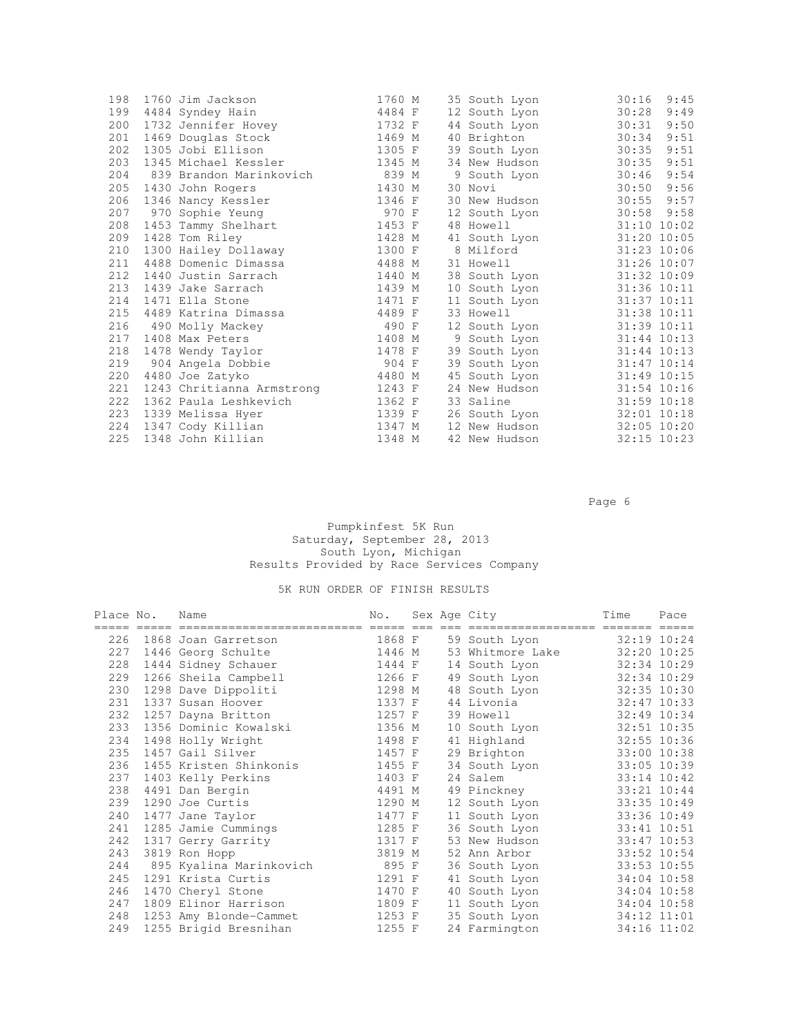| | | | | | | | | |
|---|---|---|---|---|---|---|---|---|
| 198 | 1760 | Jim Jackson | 1760 | M | 35 | South Lyon | 30:16 | 9:45 |
| 199 | 4484 | Syndey Hain | 4484 | F | 12 | South Lyon | 30:28 | 9:49 |
| 200 | 1732 | Jennifer Hovey | 1732 | F | 44 | South Lyon | 30:31 | 9:50 |
| 201 | 1469 | Douglas Stock | 1469 | M | 40 | Brighton | 30:34 | 9:51 |
| 202 | 1305 | Jobi Ellison | 1305 | F | 39 | South Lyon | 30:35 | 9:51 |
| 203 | 1345 | Michael Kessler | 1345 | M | 34 | New Hudson | 30:35 | 9:51 |
| 204 | 839 | Brandon Marinkovich | 839 | M | 9 | South Lyon | 30:46 | 9:54 |
| 205 | 1430 | John Rogers | 1430 | M | 30 | Novi | 30:50 | 9:56 |
| 206 | 1346 | Nancy Kessler | 1346 | F | 30 | New Hudson | 30:55 | 9:57 |
| 207 | 970 | Sophie Yeung | 970 | F | 12 | South Lyon | 30:58 | 9:58 |
| 208 | 1453 | Tammy Shelhart | 1453 | F | 48 | Howell | 31:10 | 10:02 |
| 209 | 1428 | Tom Riley | 1428 | M | 41 | South Lyon | 31:20 | 10:05 |
| 210 | 1300 | Hailey Dollaway | 1300 | F | 8 | Milford | 31:23 | 10:06 |
| 211 | 4488 | Domenic Dimassa | 4488 | M | 31 | Howell | 31:26 | 10:07 |
| 212 | 1440 | Justin Sarrach | 1440 | M | 38 | South Lyon | 31:32 | 10:09 |
| 213 | 1439 | Jake Sarrach | 1439 | M | 10 | South Lyon | 31:36 | 10:11 |
| 214 | 1471 | Ella Stone | 1471 | F | 11 | South Lyon | 31:37 | 10:11 |
| 215 | 4489 | Katrina Dimassa | 4489 | F | 33 | Howell | 31:38 | 10:11 |
| 216 | 490 | Molly Mackey | 490 | F | 12 | South Lyon | 31:39 | 10:11 |
| 217 | 1408 | Max Peters | 1408 | M | 9 | South Lyon | 31:44 | 10:13 |
| 218 | 1478 | Wendy Taylor | 1478 | F | 39 | South Lyon | 31:44 | 10:13 |
| 219 | 904 | Angela Dobbie | 904 | F | 39 | South Lyon | 31:47 | 10:14 |
| 220 | 4480 | Joe Zatyko | 4480 | M | 45 | South Lyon | 31:49 | 10:15 |
| 221 | 1243 | Chritianna Armstrong | 1243 | F | 24 | New Hudson | 31:54 | 10:16 |
| 222 | 1362 | Paula Leshkevich | 1362 | F | 33 | Saline | 31:59 | 10:18 |
| 223 | 1339 | Melissa Hyer | 1339 | F | 26 | South Lyon | 32:01 | 10:18 |
| 224 | 1347 | Cody Killian | 1347 | M | 12 | New Hudson | 32:05 | 10:20 |
| 225 | 1348 | John Killian | 1348 | M | 42 | New Hudson | 32:15 | 10:23 |

Pumpkinfest 5K Run
Saturday, September 28, 2013
South Lyon, Michigan
Results Provided by Race Services Company

5K RUN ORDER OF FINISH RESULTS

| Place | No. | Name | No. | Sex | Age | City | Time | Pace |
|---|---|---|---|---|---|---|---|---|
| 226 | 1868 | Joan Garretson | 1868 | F | 59 | South Lyon | 32:19 | 10:24 |
| 227 | 1446 | Georg Schulte | 1446 | M | 53 | Whitmore Lake | 32:20 | 10:25 |
| 228 | 1444 | Sidney Schauer | 1444 | F | 14 | South Lyon | 32:34 | 10:29 |
| 229 | 1266 | Sheila Campbell | 1266 | F | 49 | South Lyon | 32:34 | 10:29 |
| 230 | 1298 | Dave Dippoliti | 1298 | M | 48 | South Lyon | 32:35 | 10:30 |
| 231 | 1337 | Susan Hoover | 1337 | F | 44 | Livonia | 32:47 | 10:33 |
| 232 | 1257 | Dayna Britton | 1257 | F | 39 | Howell | 32:49 | 10:34 |
| 233 | 1356 | Dominic Kowalski | 1356 | M | 10 | South Lyon | 32:51 | 10:35 |
| 234 | 1498 | Holly Wright | 1498 | F | 41 | Highland | 32:55 | 10:36 |
| 235 | 1457 | Gail Silver | 1457 | F | 29 | Brighton | 33:00 | 10:38 |
| 236 | 1455 | Kristen Shinkonis | 1455 | F | 34 | South Lyon | 33:05 | 10:39 |
| 237 | 1403 | Kelly Perkins | 1403 | F | 24 | Salem | 33:14 | 10:42 |
| 238 | 4491 | Dan Bergin | 4491 | M | 49 | Pinckney | 33:21 | 10:44 |
| 239 | 1290 | Joe Curtis | 1290 | M | 12 | South Lyon | 33:35 | 10:49 |
| 240 | 1477 | Jane Taylor | 1477 | F | 11 | South Lyon | 33:36 | 10:49 |
| 241 | 1285 | Jamie Cummings | 1285 | F | 36 | South Lyon | 33:41 | 10:51 |
| 242 | 1317 | Gerry Garrity | 1317 | F | 53 | New Hudson | 33:47 | 10:53 |
| 243 | 3819 | Ron Hopp | 3819 | M | 52 | Ann Arbor | 33:52 | 10:54 |
| 244 | 895 | Kyalina Marinkovich | 895 | F | 36 | South Lyon | 33:53 | 10:55 |
| 245 | 1291 | Krista Curtis | 1291 | F | 41 | South Lyon | 34:04 | 10:58 |
| 246 | 1470 | Cheryl Stone | 1470 | F | 40 | South Lyon | 34:04 | 10:58 |
| 247 | 1809 | Elinor Harrison | 1809 | F | 11 | South Lyon | 34:04 | 10:58 |
| 248 | 1253 | Amy Blonde-Cammet | 1253 | F | 35 | South Lyon | 34:12 | 11:01 |
| 249 | 1255 | Brigid Bresnihan | 1255 | F | 24 | Farmington | 34:16 | 11:02 |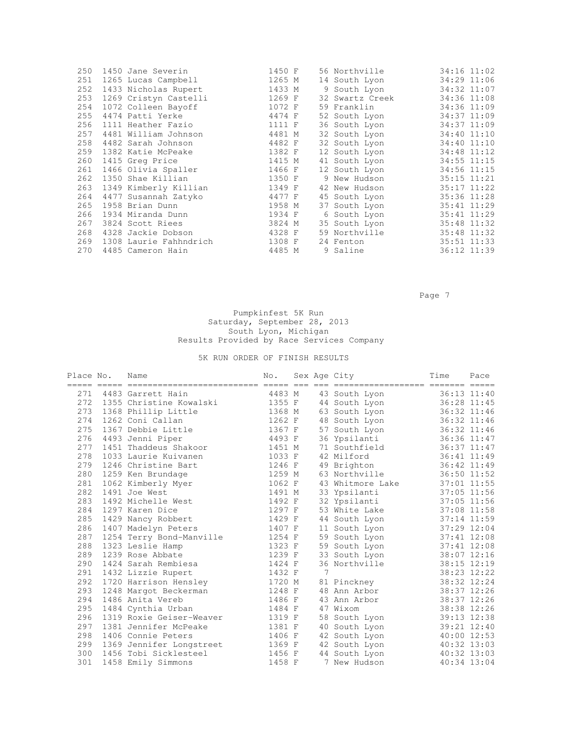| Place | No. | Name | No. | Sex | Age | City | Time | Pace |
|---|---|---|---|---|---|---|---|---|
| 250 | 1450 | Jane Severin | 1450 | F | 56 | Northville | 34:16 | 11:02 |
| 251 | 1265 | Lucas Campbell | 1265 | M | 14 | South Lyon | 34:29 | 11:06 |
| 252 | 1433 | Nicholas Rupert | 1433 | M | 9 | South Lyon | 34:32 | 11:07 |
| 253 | 1269 | Cristyn Castelli | 1269 | F | 32 | Swartz Creek | 34:36 | 11:08 |
| 254 | 1072 | Colleen Bayoff | 1072 | F | 59 | Franklin | 34:36 | 11:09 |
| 255 | 4474 | Patti Yerke | 4474 | F | 52 | South Lyon | 34:37 | 11:09 |
| 256 | 1111 | Heather Fazio | 1111 | F | 36 | South Lyon | 34:37 | 11:09 |
| 257 | 4481 | William Johnson | 4481 | M | 32 | South Lyon | 34:40 | 11:10 |
| 258 | 4482 | Sarah Johnson | 4482 | F | 32 | South Lyon | 34:40 | 11:10 |
| 259 | 1382 | Katie McPeake | 1382 | F | 12 | South Lyon | 34:48 | 11:12 |
| 260 | 1415 | Greg Price | 1415 | M | 41 | South Lyon | 34:55 | 11:15 |
| 261 | 1466 | Olivia Spaller | 1466 | F | 12 | South Lyon | 34:56 | 11:15 |
| 262 | 1350 | Shae Killian | 1350 | F | 9 | New Hudson | 35:15 | 11:21 |
| 263 | 1349 | Kimberly Killian | 1349 | F | 42 | New Hudson | 35:17 | 11:22 |
| 264 | 4477 | Susannah Zatyko | 4477 | F | 45 | South Lyon | 35:36 | 11:28 |
| 265 | 1958 | Brian Dunn | 1958 | M | 37 | South Lyon | 35:41 | 11:29 |
| 266 | 1934 | Miranda Dunn | 1934 | F | 6 | South Lyon | 35:41 | 11:29 |
| 267 | 3824 | Scott Riees | 3824 | M | 35 | South Lyon | 35:48 | 11:32 |
| 268 | 4328 | Jackie Dobson | 4328 | F | 59 | Northville | 35:48 | 11:32 |
| 269 | 1308 | Laurie Fahhndrich | 1308 | F | 24 | Fenton | 35:51 | 11:33 |
| 270 | 4485 | Cameron Hain | 4485 | M | 9 | Saline | 36:12 | 11:39 |

Pumpkinfest 5K Run
Saturday, September 28, 2013
South Lyon, Michigan
Results Provided by Race Services Company

5K RUN ORDER OF FINISH RESULTS

| Place | No. | Name | No. | Sex | Age | City | Time | Pace |
|---|---|---|---|---|---|---|---|---|
| 271 | 4483 | Garrett Hain | 4483 | M | 43 | South Lyon | 36:13 | 11:40 |
| 272 | 1355 | Christine Kowalski | 1355 | F | 44 | South Lyon | 36:28 | 11:45 |
| 273 | 1368 | Phillip Little | 1368 | M | 63 | South Lyon | 36:32 | 11:46 |
| 274 | 1262 | Coni Callan | 1262 | F | 48 | South Lyon | 36:32 | 11:46 |
| 275 | 1367 | Debbie Little | 1367 | F | 57 | South Lyon | 36:32 | 11:46 |
| 276 | 4493 | Jenni Piper | 4493 | F | 36 | Ypsilanti | 36:36 | 11:47 |
| 277 | 1451 | Thaddeus Shakoor | 1451 | M | 71 | Southfield | 36:37 | 11:47 |
| 278 | 1033 | Laurie Kuivanen | 1033 | F | 42 | Milford | 36:41 | 11:49 |
| 279 | 1246 | Christine Bart | 1246 | F | 49 | Brighton | 36:42 | 11:49 |
| 280 | 1259 | Ken Brundage | 1259 | M | 63 | Northville | 36:50 | 11:52 |
| 281 | 1062 | Kimberly Myer | 1062 | F | 43 | Whitmore Lake | 37:01 | 11:55 |
| 282 | 1491 | Joe West | 1491 | M | 33 | Ypsilanti | 37:05 | 11:56 |
| 283 | 1492 | Michelle West | 1492 | F | 32 | Ypsilanti | 37:05 | 11:56 |
| 284 | 1297 | Karen Dice | 1297 | F | 53 | White Lake | 37:08 | 11:58 |
| 285 | 1429 | Nancy Robbert | 1429 | F | 44 | South Lyon | 37:14 | 11:59 |
| 286 | 1407 | Madelyn Peters | 1407 | F | 11 | South Lyon | 37:29 | 12:04 |
| 287 | 1254 | Terry Bond-Manville | 1254 | F | 59 | South Lyon | 37:41 | 12:08 |
| 288 | 1323 | Leslie Hamp | 1323 | F | 59 | South Lyon | 37:41 | 12:08 |
| 289 | 1239 | Rose Abbate | 1239 | F | 33 | South Lyon | 38:07 | 12:16 |
| 290 | 1424 | Sarah Rembiesa | 1424 | F | 36 | Northville | 38:15 | 12:19 |
| 291 | 1432 | Lizzie Rupert | 1432 | F | 7 | | 38:23 | 12:22 |
| 292 | 1720 | Harrison Hensley | 1720 | M | 81 | Pinckney | 38:32 | 12:24 |
| 293 | 1248 | Margot Beckerman | 1248 | F | 48 | Ann Arbor | 38:37 | 12:26 |
| 294 | 1486 | Anita Vereb | 1486 | F | 43 | Ann Arbor | 38:37 | 12:26 |
| 295 | 1484 | Cynthia Urban | 1484 | F | 47 | Wixom | 38:38 | 12:26 |
| 296 | 1319 | Roxie Geiser-Weaver | 1319 | F | 58 | South Lyon | 39:13 | 12:38 |
| 297 | 1381 | Jennifer McPeake | 1381 | F | 40 | South Lyon | 39:21 | 12:40 |
| 298 | 1406 | Connie Peters | 1406 | F | 42 | South Lyon | 40:00 | 12:53 |
| 299 | 1369 | Jennifer Longstreet | 1369 | F | 42 | South Lyon | 40:32 | 13:03 |
| 300 | 1456 | Tobi Sicklesteel | 1456 | F | 44 | South Lyon | 40:32 | 13:03 |
| 301 | 1458 | Emily Simmons | 1458 | F | 7 | New Hudson | 40:34 | 13:04 |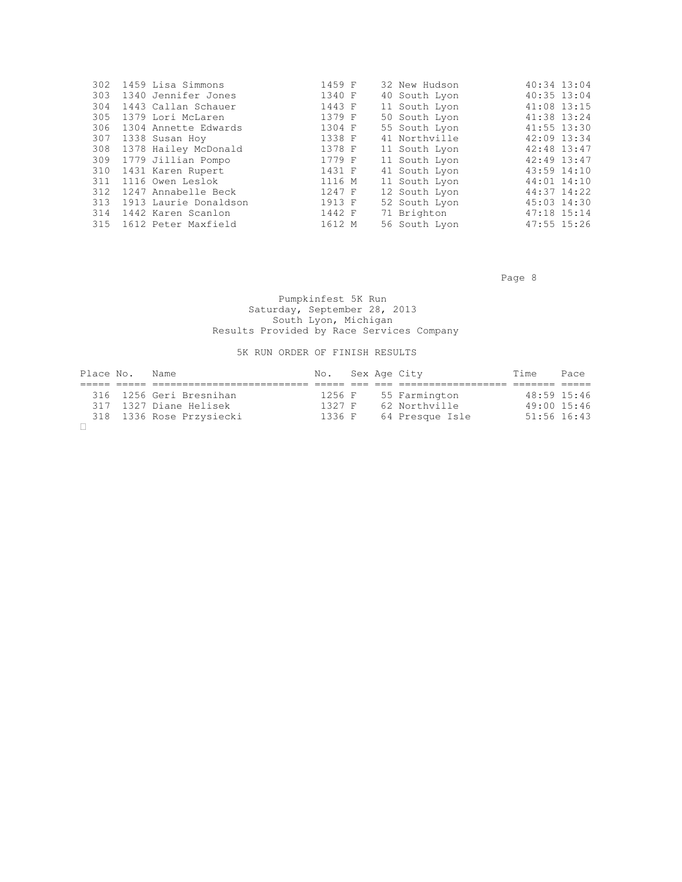| Place | No. | Name | No. | Sex | Age | City | Time | Pace |
|---|---|---|---|---|---|---|---|---|
| 302 | 1459 | Lisa Simmons | 1459 | F | 32 | New Hudson | 40:34 | 13:04 |
| 303 | 1340 | Jennifer Jones | 1340 | F | 40 | South Lyon | 40:35 | 13:04 |
| 304 | 1443 | Callan Schauer | 1443 | F | 11 | South Lyon | 41:08 | 13:15 |
| 305 | 1379 | Lori McLaren | 1379 | F | 50 | South Lyon | 41:38 | 13:24 |
| 306 | 1304 | Annette Edwards | 1304 | F | 55 | South Lyon | 41:55 | 13:30 |
| 307 | 1338 | Susan Hoy | 1338 | F | 41 | Northville | 42:09 | 13:34 |
| 308 | 1378 | Hailey McDonald | 1378 | F | 11 | South Lyon | 42:48 | 13:47 |
| 309 | 1779 | Jillian Pompo | 1779 | F | 11 | South Lyon | 42:49 | 13:47 |
| 310 | 1431 | Karen Rupert | 1431 | F | 41 | South Lyon | 43:59 | 14:10 |
| 311 | 1116 | Owen Leslok | 1116 | M | 11 | South Lyon | 44:01 | 14:10 |
| 312 | 1247 | Annabelle Beck | 1247 | F | 12 | South Lyon | 44:37 | 14:22 |
| 313 | 1913 | Laurie Donaldson | 1913 | F | 52 | South Lyon | 45:03 | 14:30 |
| 314 | 1442 | Karen Scanlon | 1442 | F | 71 | Brighton | 47:18 | 15:14 |
| 315 | 1612 | Peter Maxfield | 1612 | M | 56 | South Lyon | 47:55 | 15:26 |

Pumpkinfest 5K Run
Saturday, September 28, 2013
South Lyon, Michigan
Results Provided by Race Services Company

5K RUN ORDER OF FINISH RESULTS

| Place | No. | Name | No. | Sex | Age | City | Time | Pace |
|---|---|---|---|---|---|---|---|---|
| 316 | 1256 | Geri Bresnihan | 1256 | F | 55 | Farmington | 48:59 | 15:46 |
| 317 | 1327 | Diane Helisek | 1327 | F | 62 | Northville | 49:00 | 15:46 |
| 318 | 1336 | Rose Przysiecki | 1336 | F | 64 | Presque Isle | 51:56 | 16:43 |